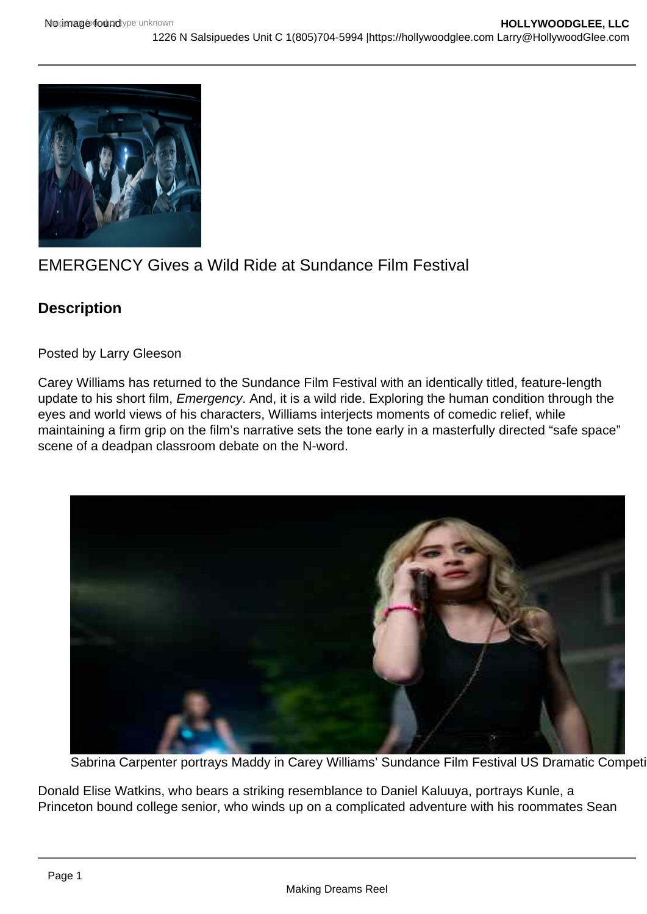# EMERGENCY Gives a Wild Ride at Sundance Film Festival

## Description

Posted by Larry Gleeson

Carey Williams has returned to the Sundance Film Festival with an identically titled, feature-length update to his short film, *Emergency*. And, it is a wild ride. Exploring the human condition through the eyes and world views of his characters, Williams interjects moments of comedic relief, while maintaining a firm grip on the film's narrative sets the tone early in a masterfully directed "safe space" scene of a deadpan classroom debate on the N-word.

Sabrina Carpenter portrays Maddy in Carey Williams' Sundance Film Festival US Dramatic Competi

Donald Elise Watkins, who bears a striking resemblance to Daniel Kaluuya, portrays Kunle, a Princeton bound college senior, who winds up on a complicated adventure with his roommates Sean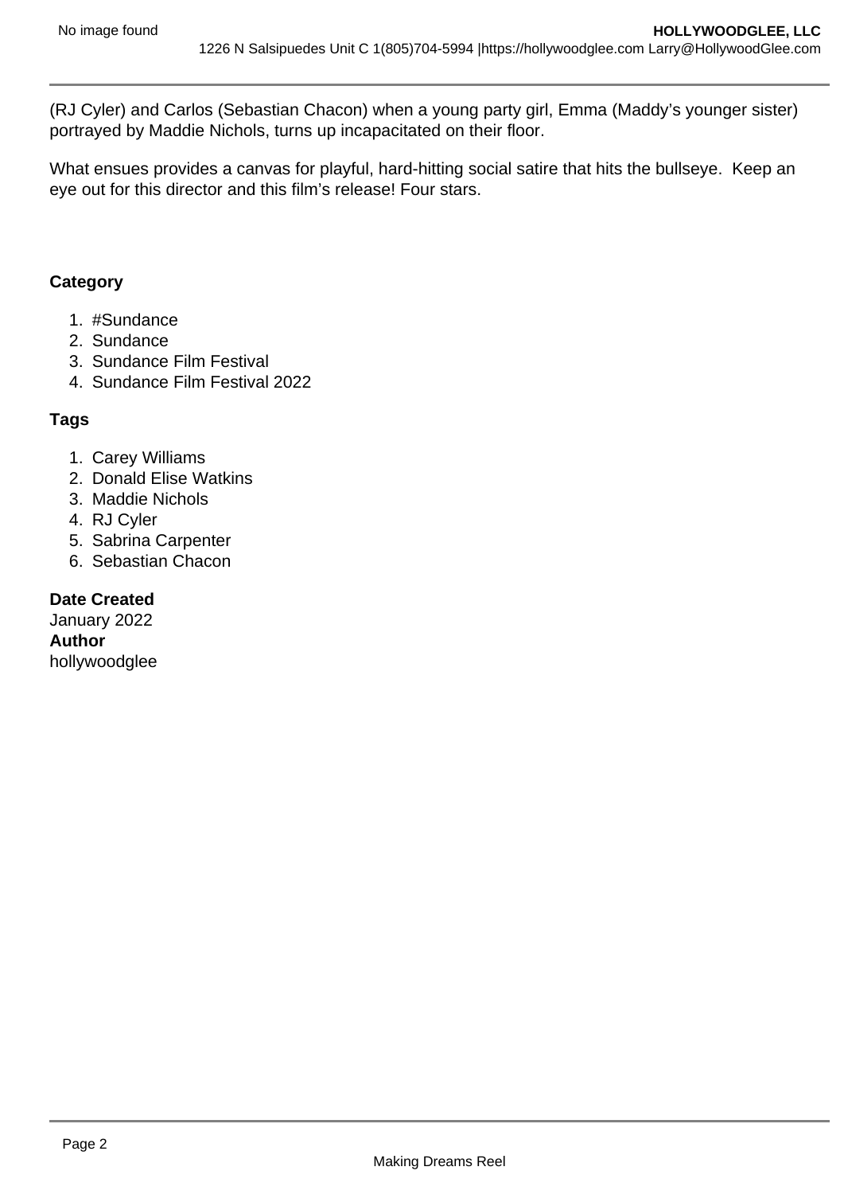(RJ Cyler) and Carlos (Sebastian Chacon) when a young party girl, Emma (Maddy's younger sister) portrayed by Maddie Nichols, turns up incapacitated on their floor.

What ensues provides a canvas for playful, hard-hitting social satire that hits the bullseye. Keep an eye out for this director and this film's release! Four stars.

**Category**

1. #Sundance
2. Sundance
3. Sundance Film Festival
4. Sundance Film Festival 2022

**Tags**

1. Carey Williams
2. Donald Elise Watkins
3. Maddie Nichols
4. RJ Cyler
5. Sabrina Carpenter
6. Sebastian Chacon

**Date Created**
January 2022
**Author**
hollywoodglee